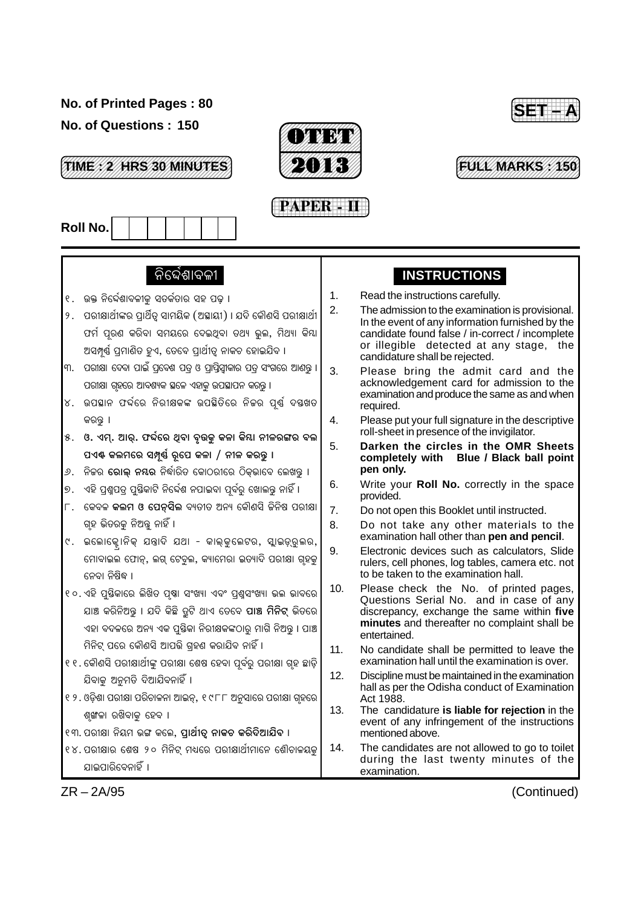No. of Printed Pages : 80

No. of Questions : 150

**SET – A**

**TIME : 2 HRS 30 MINUTES**

# OTET 2013

**FULL MARKS : 150**

## PAPER - II

Roll No. | | | | | | | | |

### ନିର୍ଦ୍ଦେଶାବଳୀ

୧. ଉକ୍ତ ନିର୍ଦ୍ଦେଶାବଳୀକୁ ସତର୍କତାର ସହ ପଢ଼ ।

୨. ପରୀକ୍ଷାର୍ଥୀଙ୍କର ପ୍ରାର୍ଥିତ୍ୱ ସାମୟିକ (ଅସ୍ଥାୟୀ) । ଯଦି କୌଣସି ପରୀକ୍ଷାର୍ଥୀ ଫର୍ମ ପୂରଣ କରିବା ସମୟରେ ଦେଇଥିବା ତଥ୍ୟ ଭୁଲ, ମିଥ୍ୟା କିମ୍ବା ଅସମ୍ପୂର୍ଣ୍ଣ ପ୍ରମାଣିତ ହୁଏ, ତେବେ ପ୍ରାର୍ଥୀତ୍ୱ ନାକଚ ହୋଇଯିବ ।

୩. ପରୀକ୍ଷା ଦେବା ପାଇଁ ପ୍ରବେଶ ପତ୍ର ଓ ପ୍ରାପ୍ତିସ୍ୱୀକାର ପତ୍ର ସଂଗରେ ଆଣନ୍ତୁ । ପରୀକ୍ଷା ଗୃହରେ ଆବଶ୍ୟକ ସ୍ଥଳେ ଏହାକୁ ଉପସ୍ଥାପନ କରନ୍ତୁ ।

୪. ଉପସ୍ଥାନ ଫର୍ଦ୍ଦରେ ନିରୀକ୍ଷକଙ୍କ ଉପସ୍ଥିତିରେ ନିଜର ପୂର୍ଣ୍ଣ ଦସ୍ତଖତ କରନ୍ତୁ ।

୫. **ଓ. ଏମ୍. ଆର୍. ଫର୍ଦ୍ଦରେ ଥିବା ବୃତ୍ତକୁ କଳା କିମ୍ବା ନୀଳରଙ୍ଗର ବଲ ପଏଣ୍ଟ କଲମରେ ସମ୍ପୂର୍ଣ୍ଣ ରୂପେ କଳା / ନୀଳ କରନ୍ତୁ ।**

୬. ନିଜର **ରୋଲ୍ ନମ୍ବର** ନିର୍ଦ୍ଧାରିତ କୋଠରୀରେ ଠିକ୍‌ଭାବେ ଲେଖନ୍ତୁ ।

୭. ଏହି ପ୍ରଶ୍ନପତ୍ର ପୁସ୍ତିକାଟି ନିର୍ଦ୍ଦେଶ ନପାଇବା ପୂର୍ବରୁ ଖୋଲନ୍ତୁ ନାହିଁ ।

୮. କେବଳ **କଲମ ଓ ପେନ୍‌ସିଲ** ବ୍ୟତୀତ ଅନ୍ୟ କୌଣସି ଜିନିଷ ପରୀକ୍ଷା ଗୃହ ଭିତରକୁ ନିଅନ୍ତୁ ନାହିଁ ।

୯. ଇଲୋକ୍ଟ୍ରୋନିକ୍ ଯନ୍ତ୍ରାଦି ଯଥା - କାଲ୍‌କୁଲେଟର, ସ୍ଲାଇଡ୍‌ରୁଲର, ମୋବାଇଲ ଫୋନ୍, ଲଗ୍ ଟେବୁଲ, କ୍ୟାମେରା ଇତ୍ୟାଦି ପରୀକ୍ଷା ଗୃହକୁ ନେବା ନିଷିଦ୍ଧ ।

୧୦. ଏହି ପୁସ୍ତିକାରେ ଲିଖିତ ପୃଷ୍ଠା ସଂଖ୍ୟା ଏବଂ ପ୍ରଶ୍ନସଂଖ୍ୟା ଭଲ ଭାବରେ ଯାଞ୍ଚ କରିନିଅନ୍ତୁ । ଯଦି କିଛି ତ୍ରୁଟି ଥାଏ ତେବେ **ପାଞ୍ଚ ମିନିଟ୍** ଭିତରେ ଏହା ବଦଳରେ ଅନ୍ୟ ଏକ ପୁସ୍ତିକା ନିରୀକ୍ଷକଙ୍କଠାରୁ ମାଗି ନିଅନ୍ତୁ । ପାଞ୍ଚ ମିନିଟ୍ ପରେ କୌଣସି ଆପତ୍ତି ଗ୍ରହଣ କରାଯିବ ନାହିଁ ।

୧୧. କୌଣସି ପରୀକ୍ଷାର୍ଥୀଙ୍କୁ ପରୀକ୍ଷା ଶେଷ ହେବା ପୂର୍ବରୁ ପରୀକ୍ଷା ଗୃହ ଛାଡ଼ି ଯିବାକୁ ଅନୁମତି ଦିଆଯିବନାହିଁ ।

୧୨. ଓଡ଼ିଶା ପରୀକ୍ଷା ପରିଚାଳନା ଆଇନ୍, ୧୯୮୮ ଅନୁସାରେ ପରୀକ୍ଷା ଗୃହରେ ଶୃଙ୍ଖଳା ରକ୍ଷିବାକୁ ହେବ ।

୧୩. ପରୀକ୍ଷା ନିୟମ ଭଙ୍ଗ କଲେ, **ପ୍ରାର୍ଥୀତ୍ୱ ନାକଚ କରିଦିଆଯିବ ।**

୧୪. ପରୀକ୍ଷାର ଶେଷ ୨୦ ମିନିଟ୍ ମଧ୍ୟରେ ପରୀକ୍ଷାର୍ଥୀମାନେ ଶୌଚାଳୟକୁ ଯାଇପାରିବେନାହିଁ ।

### INSTRUCTIONS

1. Read the instructions carefully.
2. The admission to the examination is provisional. In the event of any information furnished by the candidate found false / in-correct / incomplete or illegible detected at any stage, the candidature shall be rejected.
3. Please bring the admit card and the acknowledgement card for admission to the examination and produce the same as and when required.
4. Please put your full signature in the descriptive roll-sheet in presence of the invigilator.
5. **Darken the circles in the OMR Sheets completely with Blue / Black ball point pen only.**
6. Write your **Roll No.** correctly in the space provided.
7. Do not open this Booklet until instructed.
8. Do not take any other materials to the examination hall other than **pen and pencil**.
9. Electronic devices such as calculators, Slide rulers, cell phones, log tables, camera etc. not to be taken to the examination hall.
10. Please check the No. of printed pages, Questions Serial No. and in case of any discrepancy, exchange the same within **five minutes** and thereafter no complaint shall be entertained.
11. No candidate shall be permitted to leave the examination hall until the examination is over.
12. Discipline must be maintained in the examination hall as per the Odisha conduct of Examination Act 1988.
13. The candidature **is liable for rejection** in the event of any infringement of the instructions mentioned above.
14. The candidates are not allowed to go to toilet during the last twenty minutes of the examination.

ZR – 2A/95

(Continued)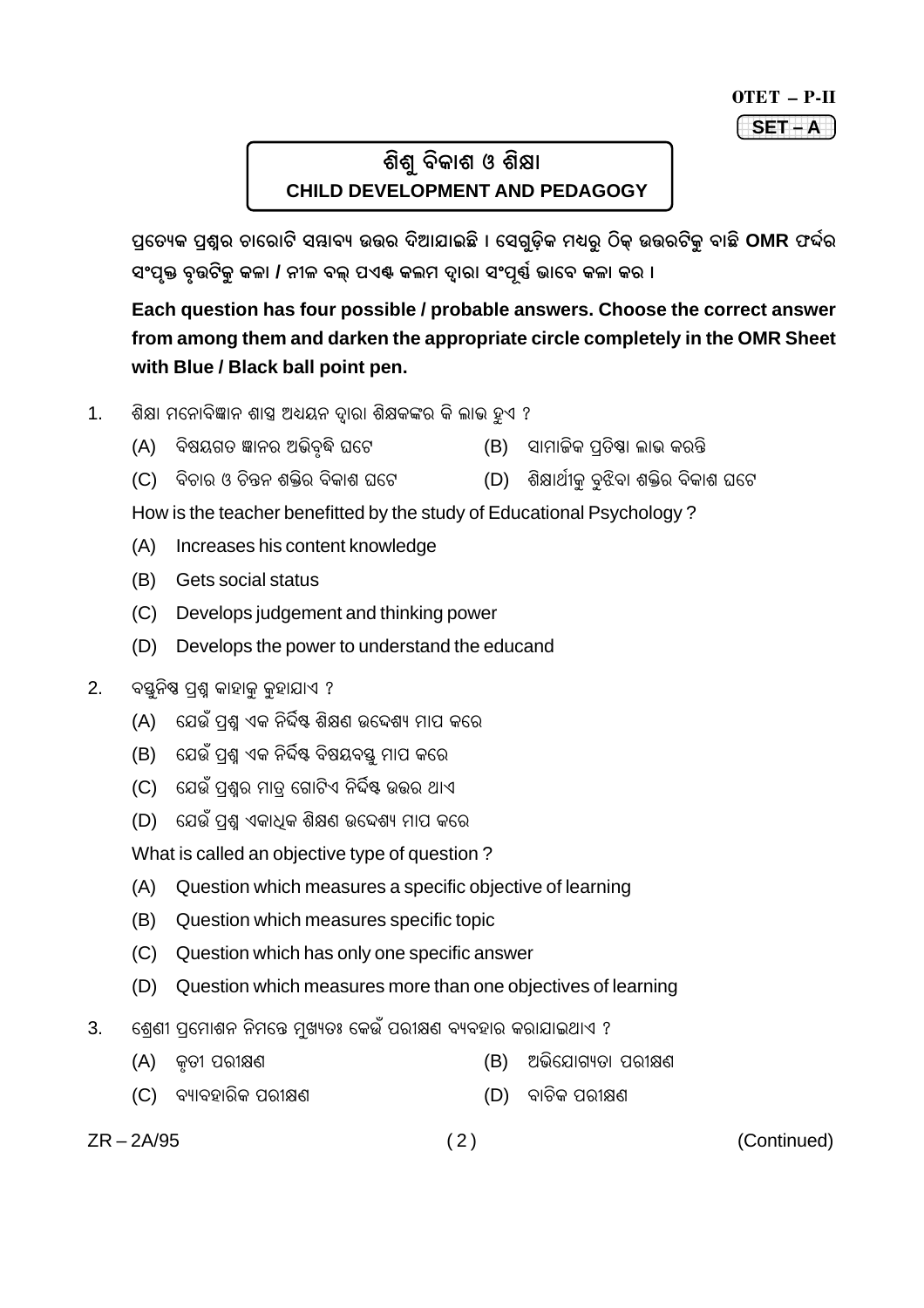**OTET – P-II**

**SET – A**

# ଶିଶୁ ବିକାଶ ଓ ଶିକ୍ଷା
# CHILD DEVELOPMENT AND PEDAGOGY

ପ୍ରତ୍ୟେକ ପ୍ରଶ୍ନର ଚାରୋଟି ସମ୍ଭାବ୍ୟ ଉତ୍ତର ଦିଆଯାଇଛି । ସେଗୁଡ଼ିକ ମଧ୍ୟରୁ ଠିକ୍ ଉତ୍ତରଟିକୁ ବାଛି **OMR** ଫର୍ମର ସଂପୃକ୍ତ ବୃତ୍ତଟିକୁ କଳା / ନୀଳ ବଲ୍ ପଏଣ୍ଟ କଲମ ଦ୍ୱାରା ସଂପୂର୍ଣ୍ଣ ଭାବେ କଳା କର ।

**Each question has four possible / probable answers. Choose the correct answer from among them and darken the appropriate circle completely in the OMR Sheet with Blue / Black ball point pen.**

1. ଶିକ୍ଷା ମନୋବିଜ୍ଞାନ ଶାସ୍ତ୍ର ଅଧ୍ୟୟନ ଦ୍ୱାରା ଶିକ୍ଷକଙ୍କର କି ଲାଭ ହୁଏ ?

   (A) ବିଷୟଗତ ଜ୍ଞାନର ଅଭିବୃଦ୍ଧି ଘଟେ
   (B) ସାମାଜିକ ପ୍ରତିଷ୍ଠା ଲାଭ କରନ୍ତି
   (C) ବିଚାର ଓ ଚିନ୍ତନ ଶକ୍ତିର ବିକାଶ ଘଟେ
   (D) ଶିକ୍ଷାର୍ଥୀକୁ ବୁଝିବା ଶକ୍ତିର ବିକାଶ ଘଟେ

   How is the teacher benefitted by the study of Educational Psychology ?

   (A) Increases his content knowledge
   (B) Gets social status
   (C) Develops judgement and thinking power
   (D) Develops the power to understand the educand

2. ବସ୍ତୁନିଷ୍ଠ ପ୍ରଶ୍ନ କାହାକୁ କୁହାଯାଏ ?

   (A) ଯେଉଁ ପ୍ରଶ୍ନ ଏକ ନିର୍ଦ୍ଦିଷ୍ଟ ଶିକ୍ଷଣ ଉଦ୍ଦେଶ୍ୟ ମାପ କରେ
   (B) ଯେଉଁ ପ୍ରଶ୍ନ ଏକ ନିର୍ଦ୍ଦିଷ୍ଟ ବିଷୟବସ୍ତୁ ମାପ କରେ
   (C) ଯେଉଁ ପ୍ରଶ୍ନର ମାତ୍ର ଗୋଟିଏ ନିର୍ଦ୍ଦିଷ୍ଟ ଉତ୍ତର ଥାଏ
   (D) ଯେଉଁ ପ୍ରଶ୍ନ ଏକାଧିକ ଶିକ୍ଷଣ ଉଦ୍ଦେଶ୍ୟ ମାପ କରେ

   What is called an objective type of question ?

   (A) Question which measures a specific objective of learning
   (B) Question which measures specific topic
   (C) Question which has only one specific answer
   (D) Question which measures more than one objectives of learning

3. ଶ୍ରେଣୀ ପ୍ରମୋଶନ ନିମନ୍ତେ ମୁଖ୍ୟତଃ କେଉଁ ପରୀକ୍ଷଣ ବ୍ୟବହାର କରାଯାଇଥାଏ ?

   (A) କୃତୀ ପରୀକ୍ଷଣ
   (B) ଅଭିଯୋଗ୍ୟତା ପରୀକ୍ଷଣ
   (C) ବ୍ୟାବହାରିକ ପରୀକ୍ଷଣ
   (D) ବାଚିକ ପରୀକ୍ଷଣ

ZR – 2A/95

(Continued)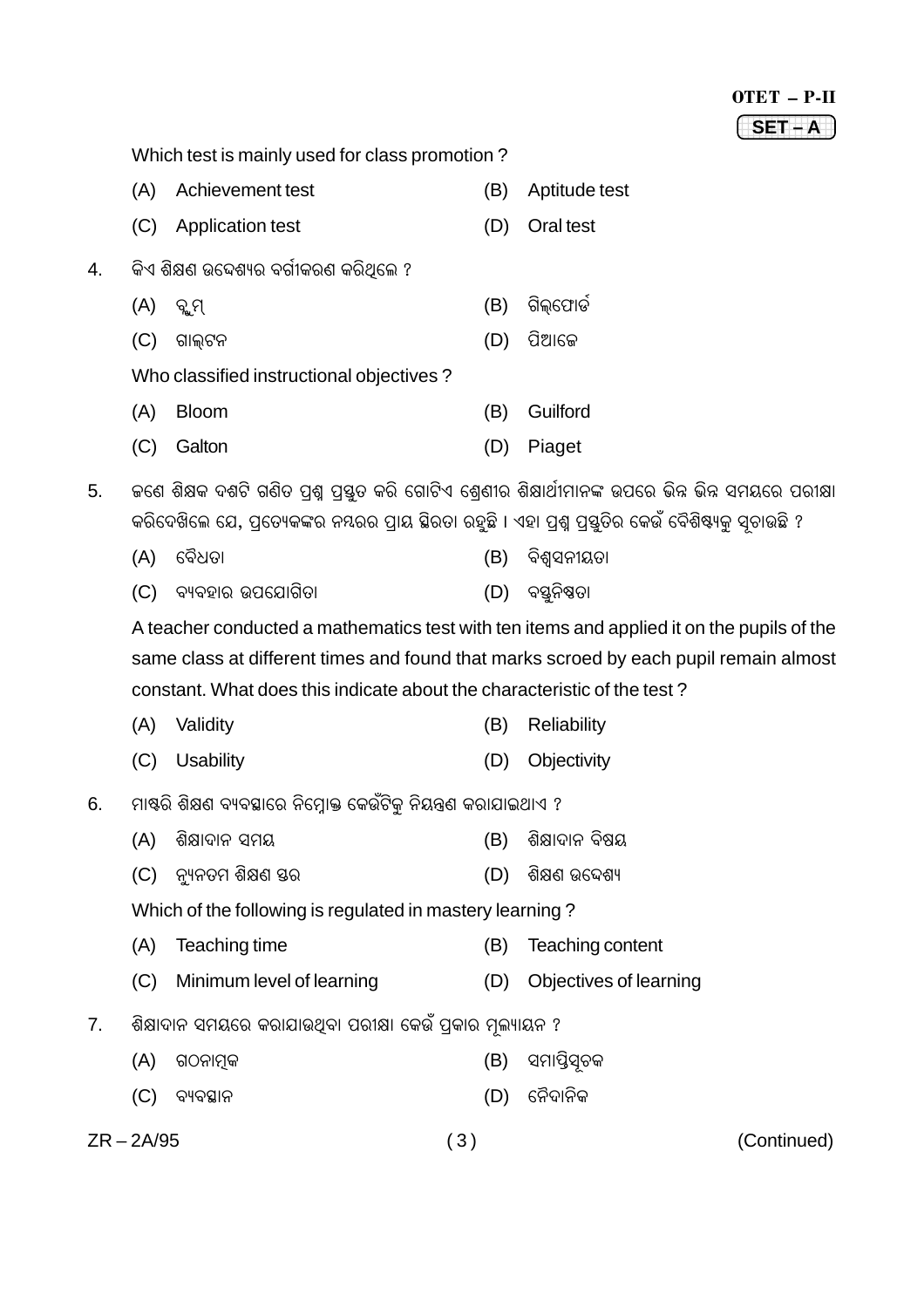Which test is mainly used for class promotion ?

(A) Achievement test
(B) Aptitude test
(C) Application test
(D) Oral test

4. କିଏ ଶିକ୍ଷଣ ଉଦ୍ଦେଶ୍ୟର ବର୍ଗୀକରଣ କରିଥିଲେ ?

(A) ବ୍ଲୁମ୍
(B) ଗିଲ୍‌ଫୋର୍ଡ
(C) ଗାଲ୍‌ଟନ
(D) ପିଆଜେ

Who classified instructional objectives ?

(A) Bloom
(B) Guilford
(C) Galton
(D) Piaget

5. ଜଣେ ଶିକ୍ଷକ ଦଶଟି ଗଣିତ ପ୍ରଶ୍ନ ପ୍ରସ୍ତୁତ କରି ଗୋଟିଏ ଶ୍ରେଣୀର ଶିକ୍ଷାର୍ଥୀମାନଙ୍କ ଉପରେ ଭିନ୍ନ ଭିନ୍ନ ସମୟରେ ପରୀକ୍ଷା କରିଦେଖିଲେ ଯେ, ପ୍ରତ୍ୟେକଙ୍କର ନମ୍ବରର ପ୍ରାୟ ସ୍ଥିରତା ରହୁଛି । ଏହା ପ୍ରଶ୍ନ ପ୍ରସ୍ତୁତିର କେଉଁ ବୈଶିଷ୍ଟ୍ୟକୁ ସୂଚାଉଛି ?

(A) ବୈଧତା
(B) ବିଶ୍ୱସନୀୟତା
(C) ବ୍ୟବହାର ଉପଯୋଗିତା
(D) ବସ୍ତୁନିଷ୍ଠତା

A teacher conducted a mathematics test with ten items and applied it on the pupils of the same class at different times and found that marks scroed by each pupil remain almost constant. What does this indicate about the characteristic of the test ?

(A) Validity
(B) Reliability
(C) Usability
(D) Objectivity

6. ମାଷ୍ଟରି ଶିକ୍ଷଣ ବ୍ୟବସ୍ଥାରେ ନିମ୍ନୋକ୍ତ କେଉଁଟିକୁ ନିୟନ୍ତ୍ରଣ କରାଯାଇଥାଏ ?

(A) ଶିକ୍ଷାଦାନ ସମୟ
(B) ଶିକ୍ଷାଦାନ ବିଷୟ
(C) ନ୍ୟୁନତମ ଶିକ୍ଷଣ ସ୍ତର
(D) ଶିକ୍ଷଣ ଉଦ୍ଦେଶ୍ୟ

Which of the following is regulated in mastery learning ?

(A) Teaching time
(B) Teaching content
(C) Minimum level of learning
(D) Objectives of learning

7. ଶିକ୍ଷାଦାନ ସମୟରେ କରାଯାଉଥିବା ପରୀକ୍ଷା କେଉଁ ପ୍ରକାର ମୂଲ୍ୟାୟନ ?

(A) ଗଠନାତ୍ମକ
(B) ସମାପ୍ତିସୂଚକ
(C) ବ୍ୟବସ୍ଥାନ
(D) ନୈଦାନିକ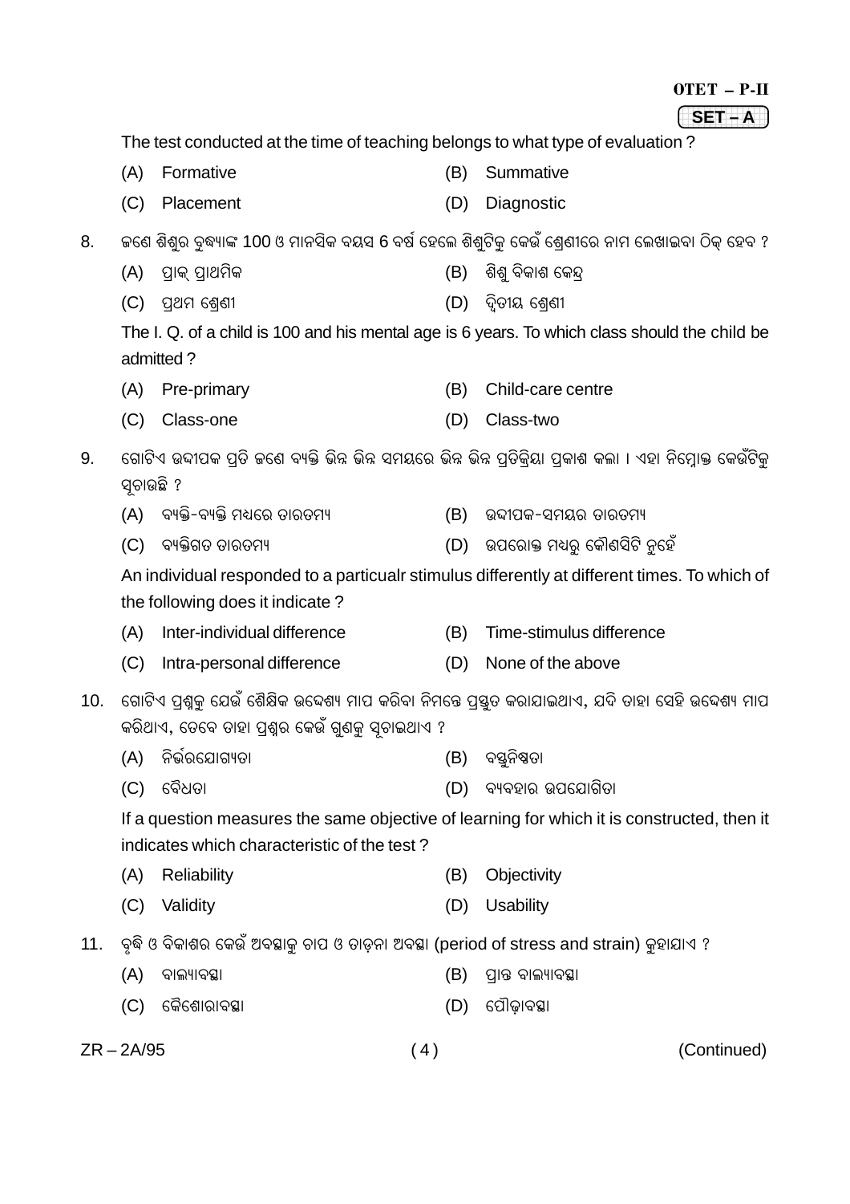The test conducted at the time of teaching belongs to what type of evaluation ?

(A) Formative (B) Summative

(C) Placement (D) Diagnostic

8. ଜଣେ ଶିଶୁର ବୁଦ୍ଧ୍ୟାଙ୍କ 100 ଓ ମାନସିକ ବୟସ 6 ବର୍ଷ ହେଲେ ଶିଶୁଟିକୁ କେଉଁ ଶ୍ରେଣୀରେ ନାମ ଲେଖାଇବା ଠିକ୍ ହେବ ?

(A) ପ୍ରାକ୍ ପ୍ରାଥମିକ (B) ଶିଶୁ ବିକାଶ କେନ୍ଦ୍ର

(C) ପ୍ରଥମ ଶ୍ରେଣୀ (D) ଦ୍ୱିତୀୟ ଶ୍ରେଣୀ

The I. Q. of a child is 100 and his mental age is 6 years. To which class should the child be admitted ?

(A) Pre-primary (B) Child-care centre

(C) Class-one (D) Class-two

9. ଗୋଟିଏ ଉଦ୍ଦୀପକ ପ୍ରତି ଜଣେ ବ୍ୟକ୍ତି ଭିନ୍ନ ଭିନ୍ନ ସମୟରେ ଭିନ୍ନ ଭିନ୍ନ ପ୍ରତିକ୍ରିୟା ପ୍ରକାଶ କଲା । ଏହା ନିମ୍ନୋକ୍ତ କେଉଁଟିକୁ ସୂଚାଉଛି ?

(A) ବ୍ୟକ୍ତି-ବ୍ୟକ୍ତି ମଧ୍ୟରେ ତାରତମ୍ୟ (B) ଉଦ୍ଦୀପକ-ସମୟର ତାରତମ୍ୟ

(C) ବ୍ୟକ୍ତିଗତ ତାରତମ୍ୟ (D) ଉପରୋକ୍ତ ମଧ୍ୟରୁ କୌଣସିଟି ନୁହେଁ

An individual responded to a particualr stimulus differently at different times. To which of the following does it indicate ?

(A) Inter-individual difference (B) Time-stimulus difference

(C) Intra-personal difference (D) None of the above

10. ଗୋଟିଏ ପ୍ରଶ୍ନକୁ ଯେଉଁ ଶୈକ୍ଷିକ ଉଦ୍ଦେଶ୍ୟ ମାପ କରିବା ନିମନ୍ତେ ପ୍ରସ୍ତୁତ କରାଯାଇଥାଏ, ଯଦି ତାହା ସେହି ଉଦ୍ଦେଶ୍ୟ ମାପ କରିଥାଏ, ତେବେ ତାହା ପ୍ରଶ୍ନର କେଉଁ ଗୁଣକୁ ସୂଚାଇଥାଏ ?

(A) ନିର୍ଭରଯୋଗ୍ୟତା (B) ବସ୍ତୁନିଷ୍ଠତା

(C) ବୈଧତା (D) ବ୍ୟବହାର ଉପଯୋଗିତା

If a question measures the same objective of learning for which it is constructed, then it indicates which characteristic of the test ?

(A) Reliability (B) Objectivity

(C) Validity (D) Usability

11. ବୃଦ୍ଧି ଓ ବିକାଶର କେଉଁ ଅବସ୍ଥାକୁ ଚାପ ଓ ତାଡ଼ନା ଅବସ୍ଥା (period of stress and strain) କୁହାଯାଏ ?

(A) ବାଲ୍ୟାବସ୍ଥା (B) ପ୍ରାନ୍ତ ବାଲ୍ୟାବସ୍ଥା

(C) କୈଶୋରାବସ୍ଥା (D) ପୌଢ଼ାବସ୍ଥା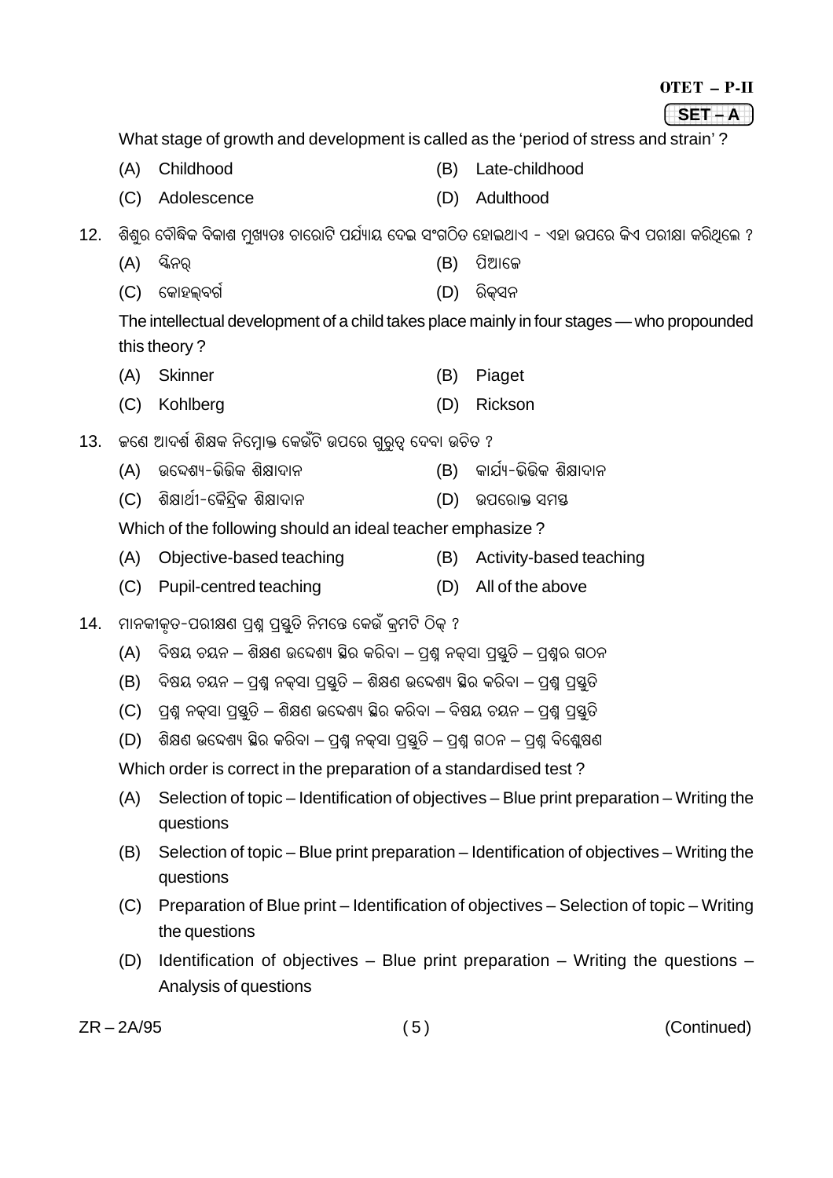What stage of growth and development is called as the 'period of stress and strain'?

(A) Childhood (B) Late-childhood

(C) Adolescence (D) Adulthood

12. ଶିଶୁର ବୌଦ୍ଧିକ ବିକାଶ ମୁଖ୍ୟତଃ ଚାରୋଟି ପର୍ଯ୍ୟାୟ ଦେଇ ସଂଗଠିତ ହୋଇଥାଏ - ଏହା ଉପରେ କିଏ ପରୀକ୍ଷା କରିଥିଲେ ?

(A) ସ୍କିନର୍ (B) ପିଆଜେ

(C) କୋହଲ୍‌ବର୍ଗ (D) ରିକ୍‌ସନ

The intellectual development of a child takes place mainly in four stages — who propounded this theory?

(A) Skinner (B) Piaget

(C) Kohlberg (D) Rickson

13. ଜଣେ ଆଦର୍ଶ ଶିକ୍ଷକ ନିମ୍ନୋକ୍ତ କେଉଁଟି ଉପରେ ଗୁରୁତ୍ୱ ଦେବା ଉଚିତ ?

(A) ଉଦ୍ଦେଶ୍ୟ-ଭିତ୍ତିକ ଶିକ୍ଷାଦାନ (B) କାର୍ଯ୍ୟ-ଭିତ୍ତିକ ଶିକ୍ଷାଦାନ

(C) ଶିକ୍ଷାର୍ଥୀ-କୈନ୍ଦ୍ରିକ ଶିକ୍ଷାଦାନ (D) ଉପରୋକ୍ତ ସମସ୍ତ

Which of the following should an ideal teacher emphasize?

(A) Objective-based teaching (B) Activity-based teaching

(C) Pupil-centred teaching (D) All of the above

14. ମାନକୀକୃତ-ପରୀକ୍ଷଣ ପ୍ରଶ୍ନ ପ୍ରସ୍ତୁତି ନିମନ୍ତେ କେଉଁ କ୍ରମଟି ଠିକ୍ ?

(A) ବିଷୟ ଚୟନ – ଶିକ୍ଷଣ ଉଦ୍ଦେଶ୍ୟ ସ୍ଥିର କରିବା – ପ୍ରଶ୍ନ ନକ୍‌ସା ପ୍ରସ୍ତୁତି – ପ୍ରଶ୍ନର ଗଠନ

(B) ବିଷୟ ଚୟନ – ପ୍ରଶ୍ନ ନକ୍‌ସା ପ୍ରସ୍ତୁତି – ଶିକ୍ଷଣ ଉଦ୍ଦେଶ୍ୟ ସ୍ଥିର କରିବା – ପ୍ରଶ୍ନ ପ୍ରସ୍ତୁତି

(C) ପ୍ରଶ୍ନ ନକ୍‌ସା ପ୍ରସ୍ତୁତି – ଶିକ୍ଷଣ ଉଦ୍ଦେଶ୍ୟ ସ୍ଥିର କରିବା – ବିଷୟ ଚୟନ – ପ୍ରଶ୍ନ ପ୍ରସ୍ତୁତି

(D) ଶିକ୍ଷଣ ଉଦ୍ଦେଶ୍ୟ ସ୍ଥିର କରିବା – ପ୍ରଶ୍ନ ନକ୍‌ସା ପ୍ରସ୍ତୁତି – ପ୍ରଶ୍ନ ଗଠନ – ପ୍ରଶ୍ନ ବିଶ୍ଳେଷଣ

Which order is correct in the preparation of a standardised test?

(A) Selection of topic – Identification of objectives – Blue print preparation – Writing the questions

(B) Selection of topic – Blue print preparation – Identification of objectives – Writing the questions

(C) Preparation of Blue print – Identification of objectives – Selection of topic – Writing the questions

(D) Identification of objectives – Blue print preparation – Writing the questions – Analysis of questions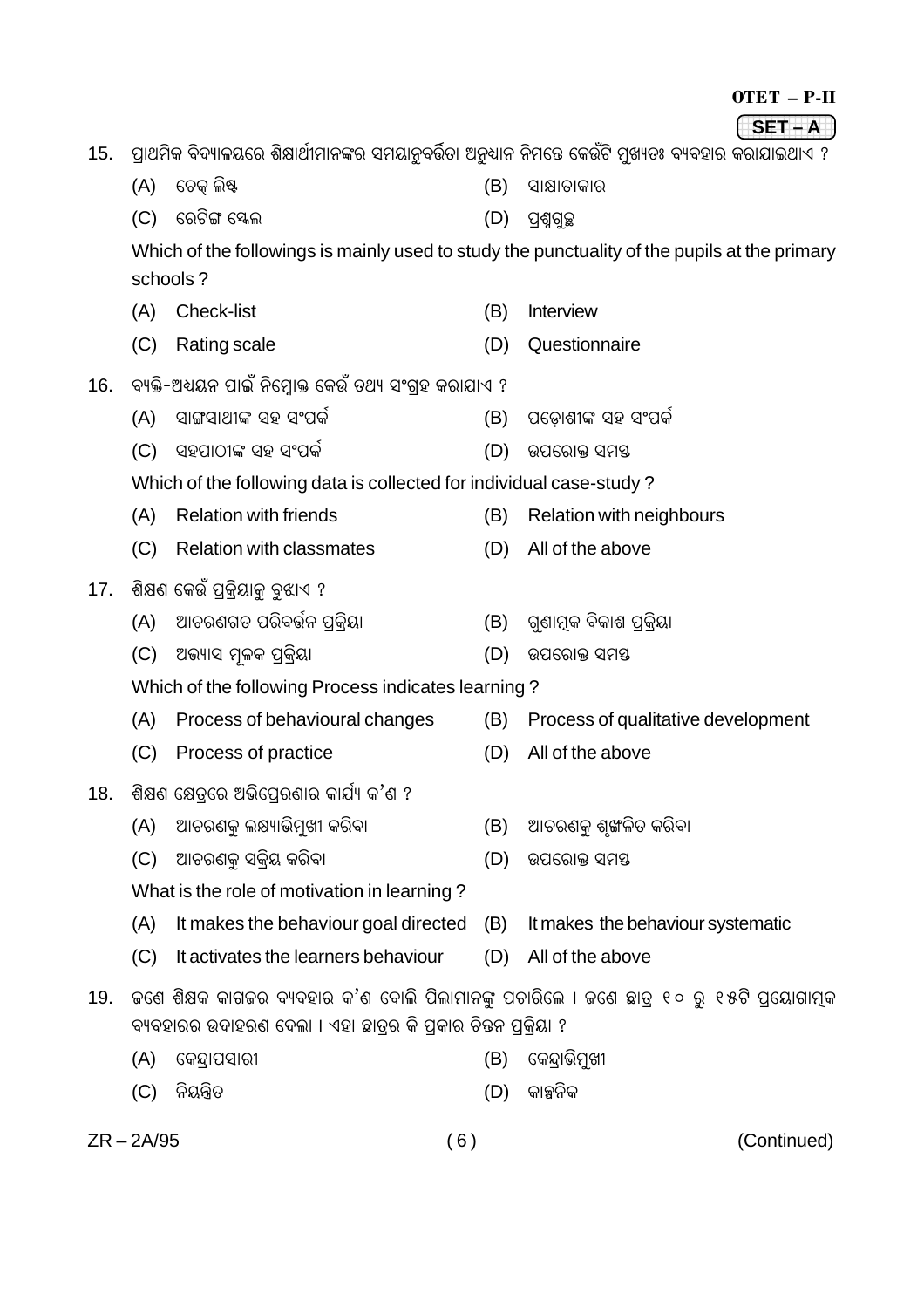15. ପ୍ରାଥମିକ ବିଦ୍ୟାଳୟରେ ଶିକ୍ଷାର୍ଥୀମାନଙ୍କର ସମୟାନୁବର୍ତ୍ତିତା ଅନୁଧ୍ୟାନ ନିମନ୍ତେ କେଉଁଟି ମୁଖ୍ୟତଃ ବ୍ୟବହାର କରାଯାଇଥାଏ ?

(A) ଚେକ୍ ଲିଷ୍ଟ  (B) ସାକ୍ଷାତକାର

(C) ରେଟିଙ୍ଗ ସ୍କେଲ  (D) ପ୍ରଶ୍ନଗୁଚ୍ଛ

Which of the followings is mainly used to study the punctuality of the pupils at the primary schools ?

(A) Check-list  (B) Interview

(C) Rating scale  (D) Questionnaire

16. ବ୍ୟକ୍ତି-ଅଧ୍ୟୟନ ପାଇଁ ନିମ୍ନୋକ୍ତ କେଉଁ ତଥ୍ୟ ସଂଗ୍ରହ କରାଯାଏ ?

(A) ସାଙ୍ଗସାଥୀଙ୍କ ସହ ସଂପର୍କ  (B) ପଡ଼ୋଶୀଙ୍କ ସହ ସଂପର୍କ

(C) ସହପାଠୀଙ୍କ ସହ ସଂପର୍କ  (D) ଉପରୋକ୍ତ ସମସ୍ତ

Which of the following data is collected for individual case-study ?

(A) Relation with friends  (B) Relation with neighbours

(C) Relation with classmates  (D) All of the above

17. ଶିକ୍ଷଣ କେଉଁ ପ୍ରକ୍ରିୟାକୁ ବୁଝାଏ ?

(A) ଆଚରଣଗତ ପରିବର୍ତ୍ତନ ପ୍ରକ୍ରିୟା  (B) ଗୁଣାତ୍ମକ ବିକାଶ ପ୍ରକ୍ରିୟା

(C) ଅଭ୍ୟାସ ମୂଳକ ପ୍ରକ୍ରିୟା  (D) ଉପରୋକ୍ତ ସମସ୍ତ

Which of the following Process indicates learning ?

(A) Process of behavioural changes  (B) Process of qualitative development

(C) Process of practice  (D) All of the above

18. ଶିକ୍ଷଣ କ୍ଷେତ୍ରରେ ଅଭିପ୍ରେରଣାର କାର୍ଯ୍ୟ କ'ଣ ?

(A) ଆଚରଣକୁ ଲକ୍ଷ୍ୟାଭିମୁଖୀ କରିବା  (B) ଆଚରଣକୁ ଶୃଙ୍ଖଳିତ କରିବା

(C) ଆଚରଣକୁ ସକ୍ରିୟ କରିବା  (D) ଉପରୋକ୍ତ ସମସ୍ତ

What is the role of motivation in learning ?

(A) It makes the behaviour goal directed  (B) It makes the behaviour systematic

(C) It activates the learners behaviour  (D) All of the above

19. ଜଣେ ଶିକ୍ଷକ କାଗଜର ବ୍ୟବହାର କ'ଣ ବୋଲି ପିଲାମାନଙ୍କୁ ପଚାରିଲେ । ଜଣେ ଛାତ୍ର ୧୦ ରୁ ୧୫ଟି ପ୍ରୟୋଗାତ୍ମକ ବ୍ୟବହାରର ଉଦାହରଣ ଦେଲା । ଏହା ଛାତ୍ରର କି ପ୍ରକାର ଚିନ୍ତନ ପ୍ରକ୍ରିୟା ?

(A) କେନ୍ଦ୍ରାପସାରୀ  (B) କେନ୍ଦ୍ରାଭିମୁଖୀ

(C) ନିୟନ୍ତ୍ରିତ  (D) କାଳ୍ପନିକ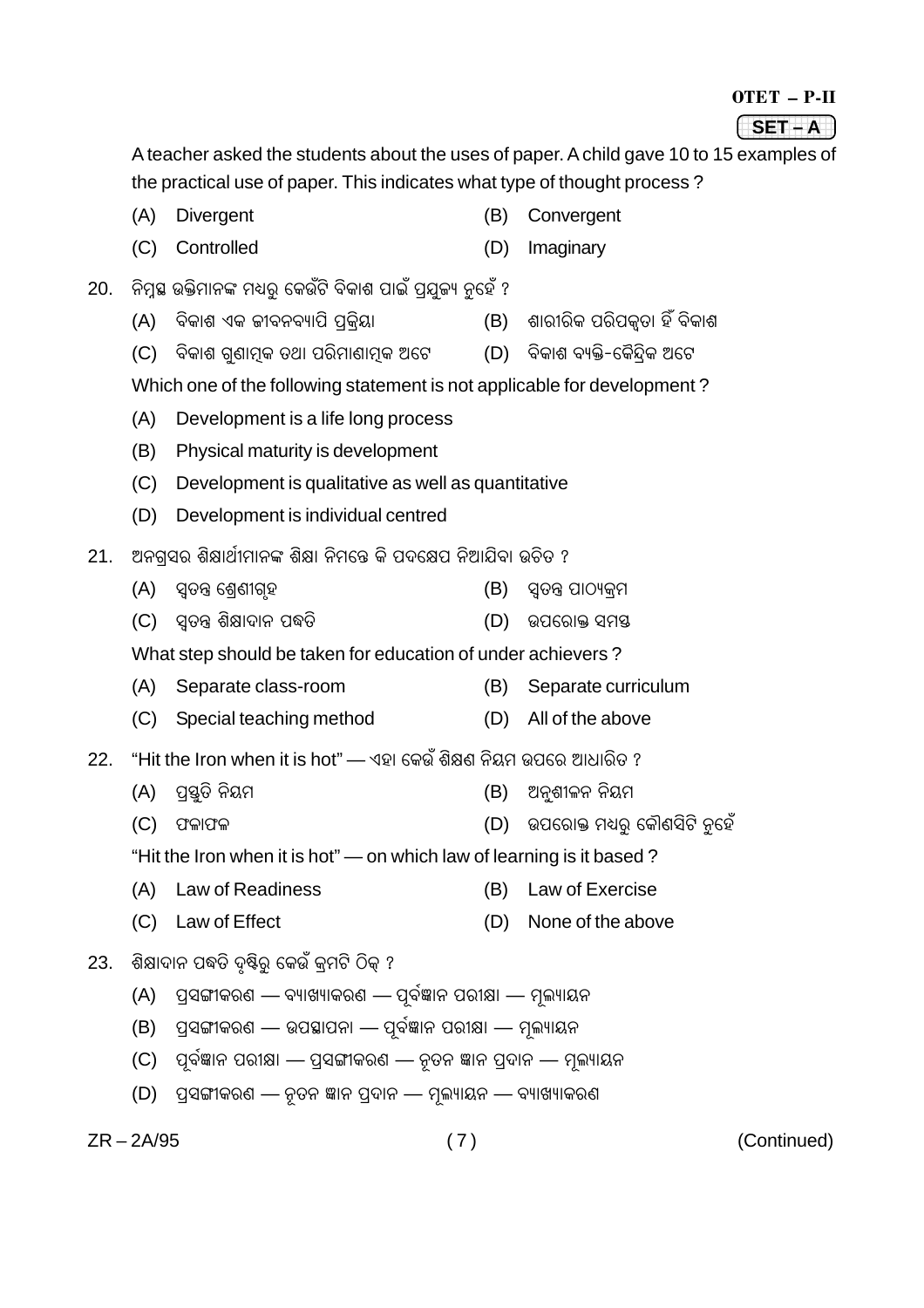A teacher asked the students about the uses of paper. A child gave 10 to 15 examples of the practical use of paper. This indicates what type of thought process ?

(A) Divergent (B) Convergent

(C) Controlled (D) Imaginary

20. ନିମ୍ନସ୍ଥ ଉକ୍ତିମାନଙ୍କ ମଧ୍ୟରୁ କେଉଁଟି ବିକାଶ ପାଇଁ ପ୍ରଯୁଜ୍ୟ ନୁହେଁ ?

(A) ବିକାଶ ଏକ ଜୀବନବ୍ୟାପି ପ୍ରକ୍ରିୟା (B) ଶାରୀରିକ ପରିପକ୍ୱତା ହିଁ ବିକାଶ

(C) ବିକାଶ ଗୁଣାତ୍ମକ ତଥା ପରିମାଣାତ୍ମକ ଅଟେ (D) ବିକାଶ ବ୍ୟକ୍ତି-କୈନ୍ଦ୍ରିକ ଅଟେ

Which one of the following statement is not applicable for development ?

(A) Development is a life long process

(B) Physical maturity is development

(C) Development is qualitative as well as quantitative

(D) Development is individual centred

21. ଅନଗ୍ରସର ଶିକ୍ଷାର୍ଥୀମାନଙ୍କ ଶିକ୍ଷା ନିମନ୍ତେ କି ପଦକ୍ଷେପ ନିଆଯିବା ଉଚିତ ?

(A) ସ୍ୱତନ୍ତ୍ର ଶ୍ରେଣୀଗୃହ (B) ସ୍ୱତନ୍ତ୍ର ପାଠ୍ୟକ୍ରମ

(C) ସ୍ୱତନ୍ତ୍ର ଶିକ୍ଷାଦାନ ପଦ୍ଧତି (D) ଉପରୋକ୍ତ ସମସ୍ତ

What step should be taken for education of under achievers ?

(A) Separate class-room (B) Separate curriculum

(C) Special teaching method (D) All of the above

22. "Hit the Iron when it is hot" — ଏହା କେଉଁ ଶିକ୍ଷଣ ନିୟମ ଉପରେ ଆଧାରିତ ?

(A) ପ୍ରସ୍ତୁତି ନିୟମ (B) ଅନୁଶୀଳନ ନିୟମ

(C) ଫଳାଫଳ (D) ଉପରୋକ୍ତ ମଧ୍ୟରୁ କୌଣସିଟି ନୁହେଁ

"Hit the Iron when it is hot" — on which law of learning is it based ?

(A) Law of Readiness (B) Law of Exercise

(C) Law of Effect (D) None of the above

23. ଶିକ୍ଷାଦାନ ପଦ୍ଧତି ଦୃଷ୍ଟିରୁ କେଉଁ କ୍ରମଟି ଠିକ୍ ?

(A) ପ୍ରସଙ୍ଗୀକରଣ — ବ୍ୟାଖ୍ୟାକରଣ — ପୂର୍ବଜ୍ଞାନ ପରୀକ୍ଷା — ମୂଲ୍ୟାୟନ

(B) ପ୍ରସଙ୍ଗୀକରଣ — ଉପସ୍ଥାପନା — ପୂର୍ବଜ୍ଞାନ ପରୀକ୍ଷା — ମୂଲ୍ୟାୟନ

(C) ପୂର୍ବଜ୍ଞାନ ପରୀକ୍ଷା — ପ୍ରସଙ୍ଗୀକରଣ — ନୂତନ ଜ୍ଞାନ ପ୍ରଦାନ — ମୂଲ୍ୟାୟନ

(D) ପ୍ରସଙ୍ଗୀକରଣ — ନୂତନ ଜ୍ଞାନ ପ୍ରଦାନ — ମୂଲ୍ୟାୟନ — ବ୍ୟାଖ୍ୟାକରଣ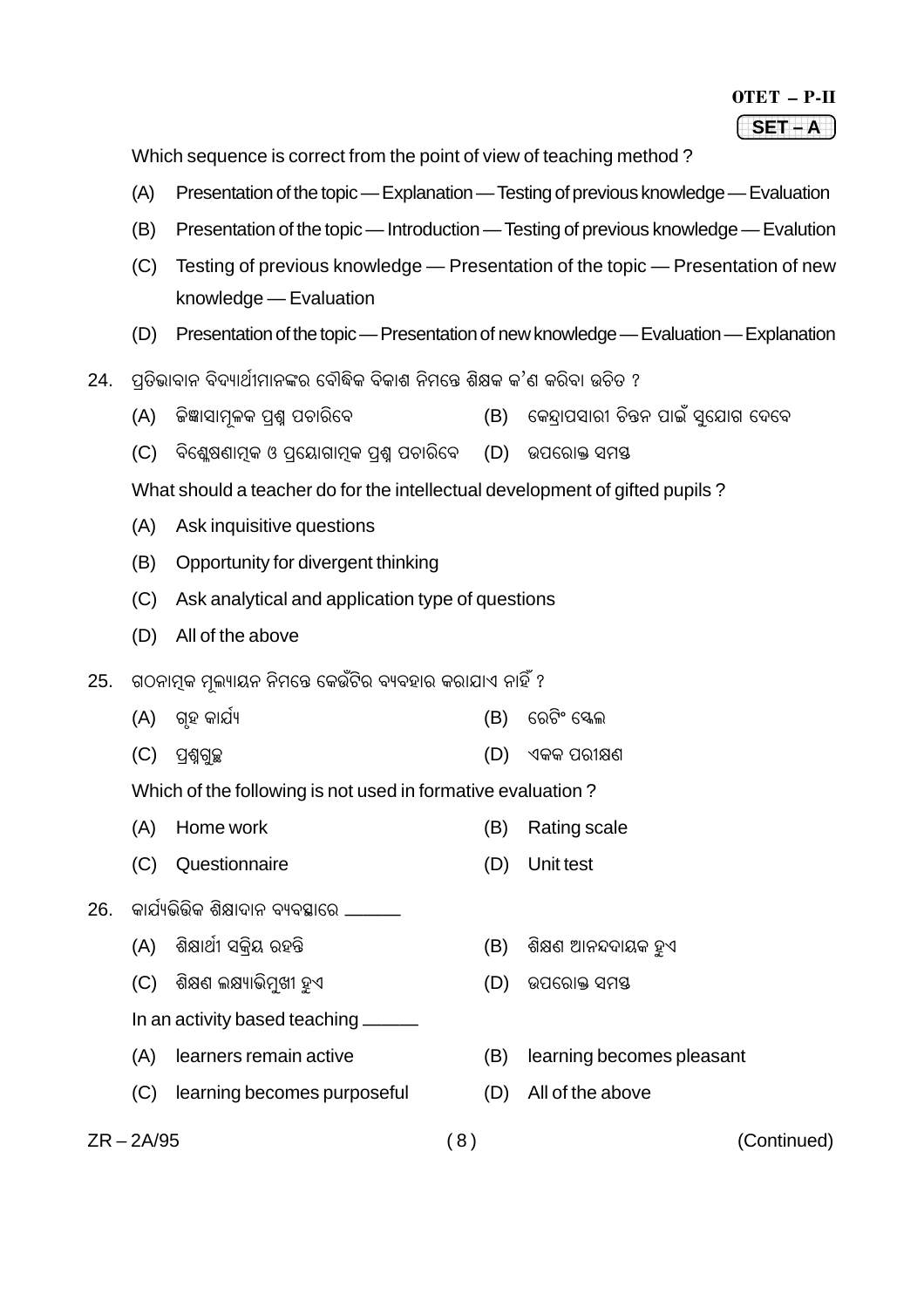Which sequence is correct from the point of view of teaching method ?

(A) Presentation of the topic — Explanation — Testing of previous knowledge — Evaluation

(B) Presentation of the topic — Introduction — Testing of previous knowledge — Evalution

(C) Testing of previous knowledge — Presentation of the topic — Presentation of new knowledge — Evaluation

(D) Presentation of the topic — Presentation of new knowledge — Evaluation — Explanation

24. ପ୍ରତିଭାବାନ ବିଦ୍ୟାର୍ଥୀମାନଙ୍କର ବୌଦ୍ଧିକ ବିକାଶ ନିମନ୍ତେ ଶିକ୍ଷକ କ'ଣ କରିବା ଉଚିତ ?

(A) ଜିଜ୍ଞାସାମୂଳକ ପ୍ରଶ୍ନ ପଚାରିବେ

(B) କେନ୍ଦ୍ରାପସାରୀ ଚିନ୍ତନ ପାଇଁ ସୁଯୋଗ ଦେବେ

(C) ବିଶ୍ଳେଷଣାତ୍ମକ ଓ ପ୍ରୟୋଗାତ୍ମକ ପ୍ରଶ୍ନ ପଚାରିବେ

(D) ଉପରୋକ୍ତ ସମସ୍ତ

What should a teacher do for the intellectual development of gifted pupils ?

(A) Ask inquisitive questions

(B) Opportunity for divergent thinking

(C) Ask analytical and application type of questions

(D) All of the above

25. ଗଠନାତ୍ମକ ମୂଲ୍ୟାୟନ ନିମନ୍ତେ କେଉଁଟିର ବ୍ୟବହାର କରାଯାଏ ନାହିଁ ?

(A) ଗୃହ କାର୍ଯ୍ୟ

(B) ରେଟିଂ ସ୍କେଲ

(C) ପ୍ରଶ୍ନଗୁଚ୍ଛ

(D) ଏକକ ପରୀକ୍ଷଣ

Which of the following is not used in formative evaluation ?

(A) Home work

(B) Rating scale

(C) Questionnaire

(D) Unit test

26. କାର୍ଯ୍ୟଭିତ୍ତିକ ଶିକ୍ଷାଦାନ ବ୍ୟବସ୍ଥାରେ ______

(A) ଶିକ୍ଷାର୍ଥୀ ସକ୍ରିୟ ରହନ୍ତି

(B) ଶିକ୍ଷଣ ଆନନ୍ଦଦାୟକ ହୁଏ

(C) ଶିକ୍ଷଣ ଲକ୍ଷ୍ୟାଭିମୁଖୀ ହୁଏ

(D) ଉପରୋକ୍ତ ସମସ୍ତ

In an activity based teaching ______

(A) learners remain active

(B) learning becomes pleasant

(C) learning becomes purposeful

(D) All of the above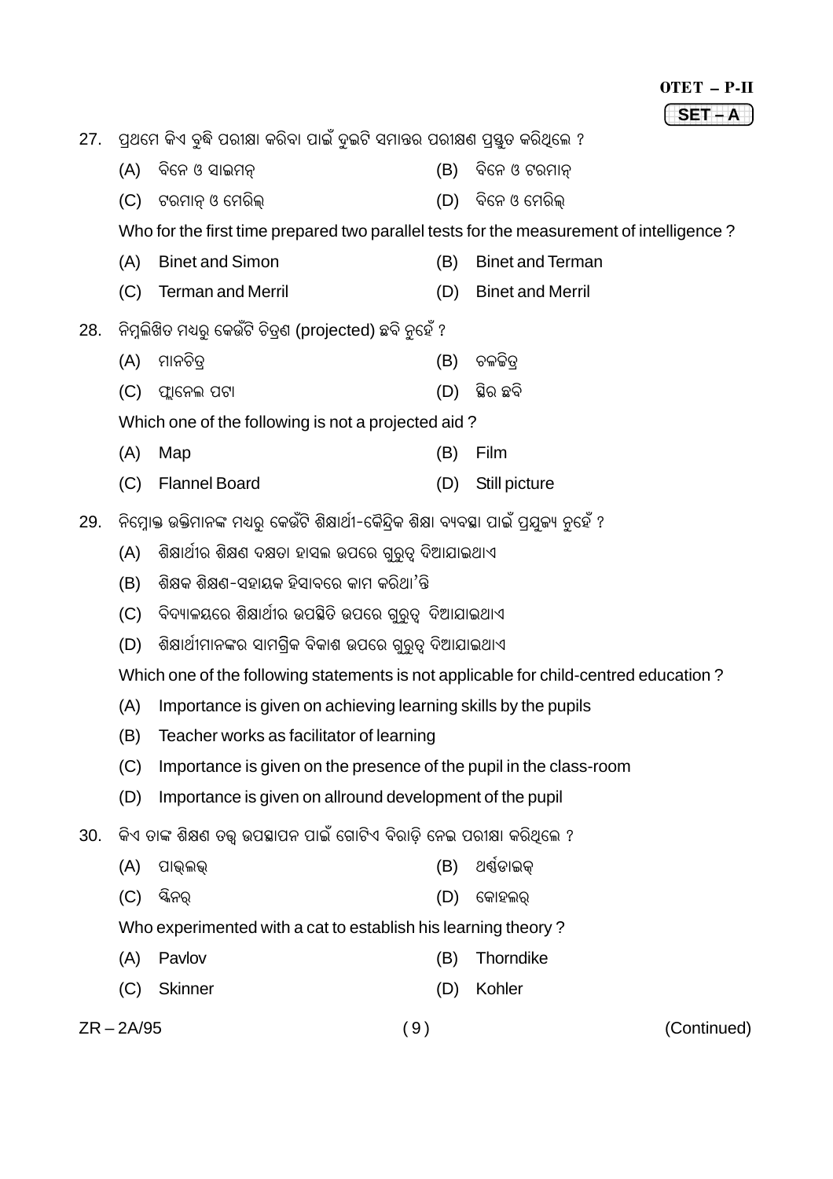27. ପ୍ରଥମେ କିଏ ବୁଦ୍ଧି ପରୀକ୍ଷା କରିବା ପାଇଁ ଦୁଇଟି ସମାନ୍ତର ପରୀକ୍ଷଣ ପ୍ରସ୍ତୁତ କରିଥିଲେ ?

(A) ବିନେ ଓ ସାଇମନ୍ (B) ବିନେ ଓ ଟରମାନ୍

(C) ଟରମାନ୍ ଓ ମେରିଲ୍ (D) ବିନେ ଓ ମେରିଲ୍

Who for the first time prepared two parallel tests for the measurement of intelligence ?

(A) Binet and Simon (B) Binet and Terman

(C) Terman and Merril (D) Binet and Merril

28. ନିମ୍ନଲିଖିତ ମଧ୍ୟରୁ କେଉଁଟି ଚିତ୍ରଣ (projected) ଛବି ନୁହେଁ ?

(A) ମାନଚିତ୍ର (B) ଚଳଚ୍ଚିତ୍ର

(C) ଫ୍ଲାନେଲ ପଟା (D) ସ୍ଥିର ଛବି

Which one of the following is not a projected aid ?

(A) Map (B) Film

(C) Flannel Board (D) Still picture

29. ନିମ୍ନୋକ୍ତ ଉକ୍ତିମାନଙ୍କ ମଧ୍ୟରୁ କେଉଁଟି ଶିକ୍ଷାର୍ଥୀ-କୈନ୍ଦ୍ରିକ ଶିକ୍ଷା ବ୍ୟବସ୍ଥା ପାଇଁ ପ୍ରଯୁଜ୍ୟ ନୁହେଁ ?

(A) ଶିକ୍ଷାର୍ଥୀର ଶିକ୍ଷଣ ଦକ୍ଷତା ହାସଲ ଉପରେ ଗୁରୁତ୍ୱ ଦିଆଯାଇଥାଏ

(B) ଶିକ୍ଷକ ଶିକ୍ଷଣ-ସହାୟକ ହିସାବରେ କାମ କରିଥା'ନ୍ତି

(C) ବିଦ୍ୟାଳୟରେ ଶିକ୍ଷାର୍ଥୀର ଉପସ୍ଥିତି ଉପରେ ଗୁରୁତ୍ୱ ଦିଆଯାଇଥାଏ

(D) ଶିକ୍ଷାର୍ଥୀମାନଙ୍କର ସାମଗ୍ରିକ ବିକାଶ ଉପରେ ଗୁରୁତ୍ୱ ଦିଆଯାଇଥାଏ

Which one of the following statements is not applicable for child-centred education ?

(A) Importance is given on achieving learning skills by the pupils

(B) Teacher works as facilitator of learning

(C) Importance is given on the presence of the pupil in the class-room

(D) Importance is given on allround development of the pupil

30. କିଏ ତାଙ୍କ ଶିକ୍ଷଣ ତତ୍ତ୍ୱ ଉପସ୍ଥାପନ ପାଇଁ ଗୋଟିଏ ବିରାଡ଼ି ନେଇ ପରୀକ୍ଷା କରିଥିଲେ ?

(A) ପାଭ୍ଲଭ୍ (B) ଥର୍ଣ୍ଡାଇକ୍

(C) ସ୍କିନର୍ (D) କୋହଲର୍

Who experimented with a cat to establish his learning theory ?

(A) Pavlov (B) Thorndike

(C) Skinner (D) Kohler